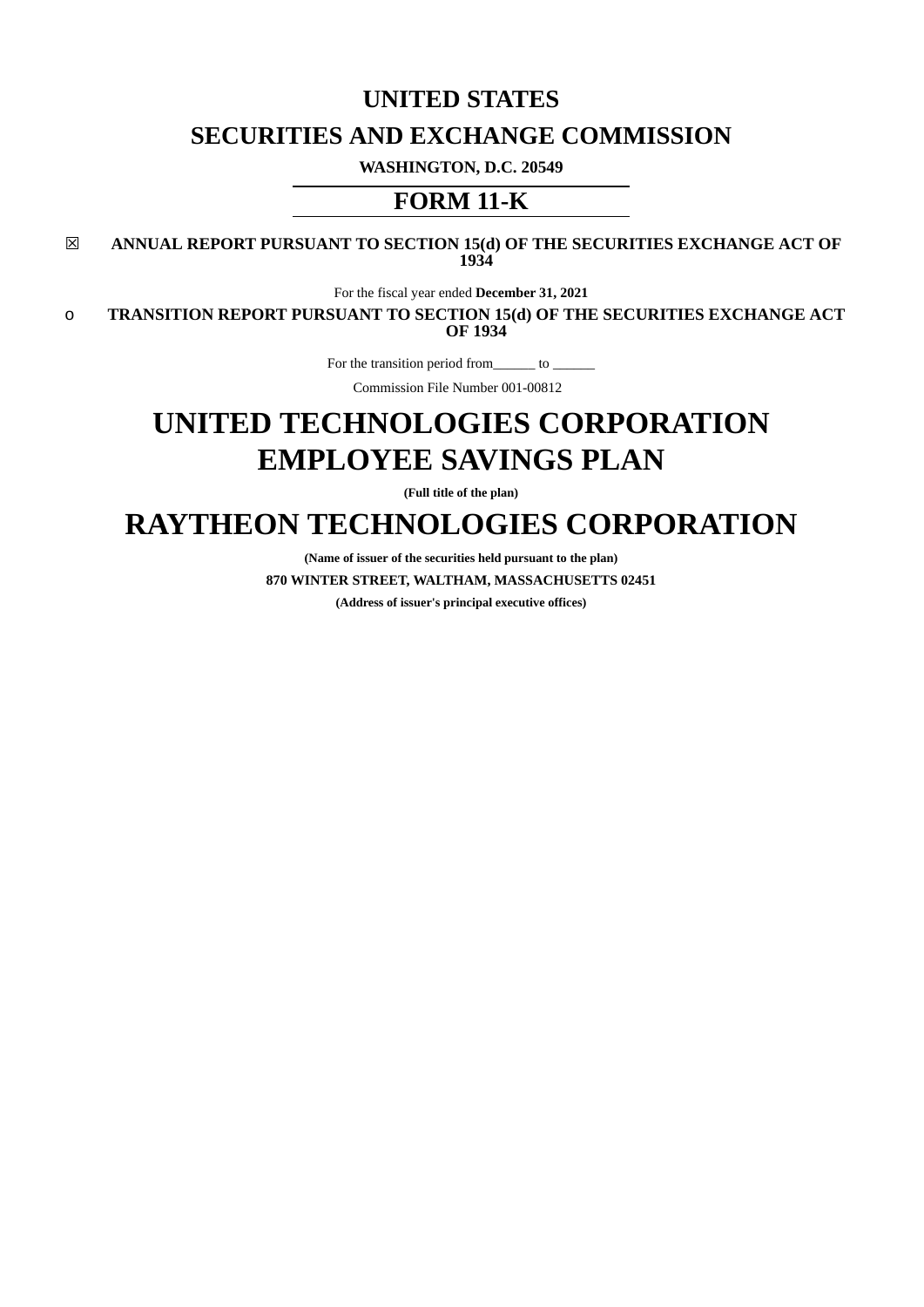# UNITED STATES

# SECURITIES AND EXCHANGE COMMISSION

**WASHINGTON, D.C. 20549**

## FORM 11-K

☒ **ANNUAL REPORT PURSUANT TO SECTION 15(d) OF THE SECURITIES EXCHANGE ACT OF 1934**

For the fiscal year ended **December 31, 2021**

o **TRANSITION REPORT PURSUANT TO SECTION 15(d) OF THE SECURITIES EXCHANGE ACT OF 1934**

For the transition period from______ to ______

Commission File Number 001-00812

# UNITED TECHNOLOGIES CORPORATION EMPLOYEE SAVINGS PLAN

**(Full title of the plan)**

# RAYTHEON TECHNOLOGIES CORPORATION

**(Name of issuer of the securities held pursuant to the plan)**

**870 WINTER STREET, WALTHAM, MASSACHUSETTS 02451**

**(Address of issuer's principal executive offices)**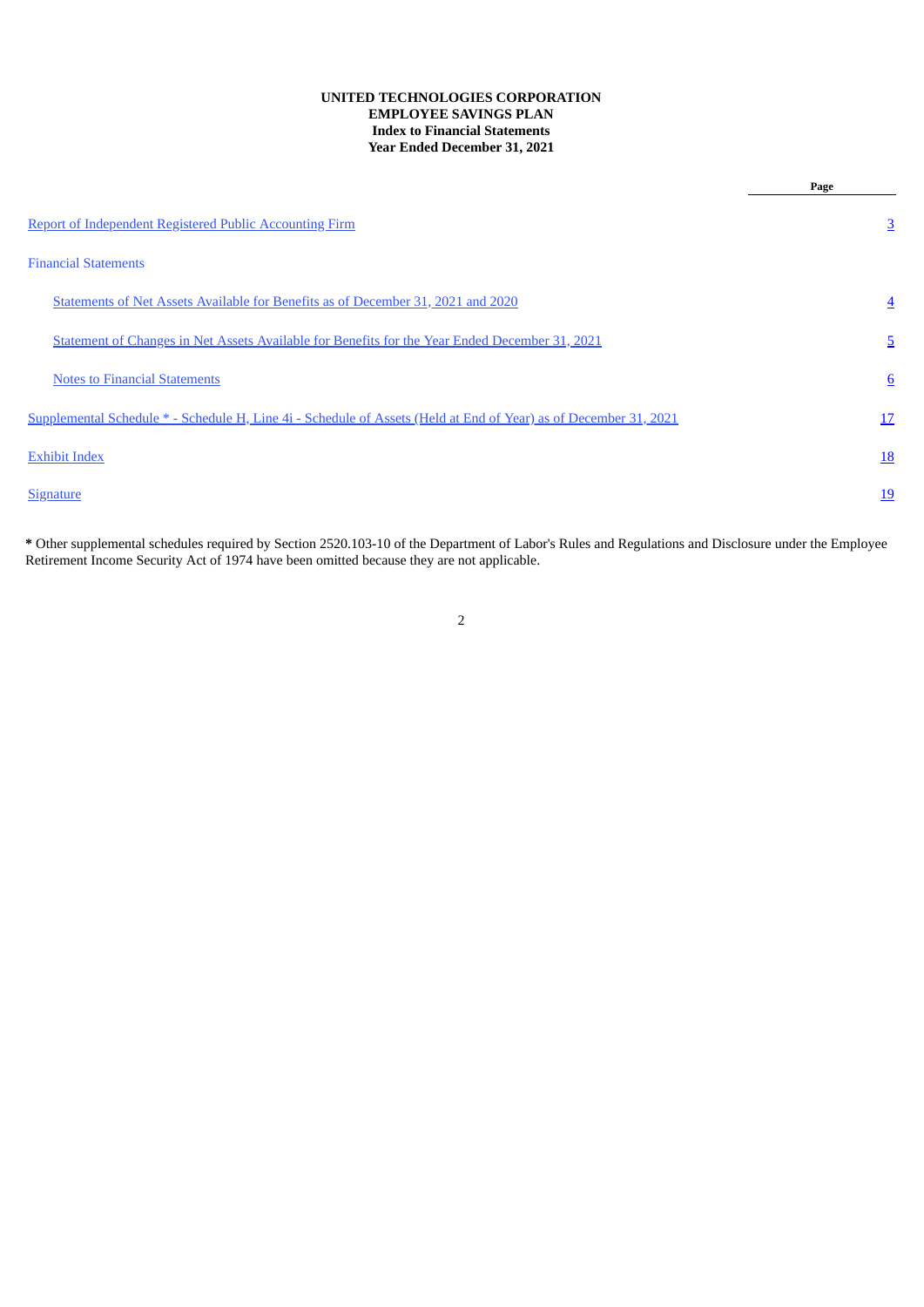**UNITED TECHNOLOGIES CORPORATION**
**EMPLOYEE SAVINGS PLAN**
**Index to Financial Statements**
**Year Ended December 31, 2021**

| | Page |
|---|---|
| Report of Independent Registered Public Accounting Firm | 3 |
| Financial Statements | |
| Statements of Net Assets Available for Benefits as of December 31, 2021 and 2020 | 4 |
| Statement of Changes in Net Assets Available for Benefits for the Year Ended December 31, 2021 | 5 |
| Notes to Financial Statements | 6 |
| Supplemental Schedule * - Schedule H, Line 4i - Schedule of Assets (Held at End of Year) as of December 31, 2021 | 17 |
| Exhibit Index | 18 |
| Signature | 19 |

**\*** Other supplemental schedules required by Section 2520.103-10 of the Department of Labor's Rules and Regulations and Disclosure under the Employee Retirement Income Security Act of 1974 have been omitted because they are not applicable.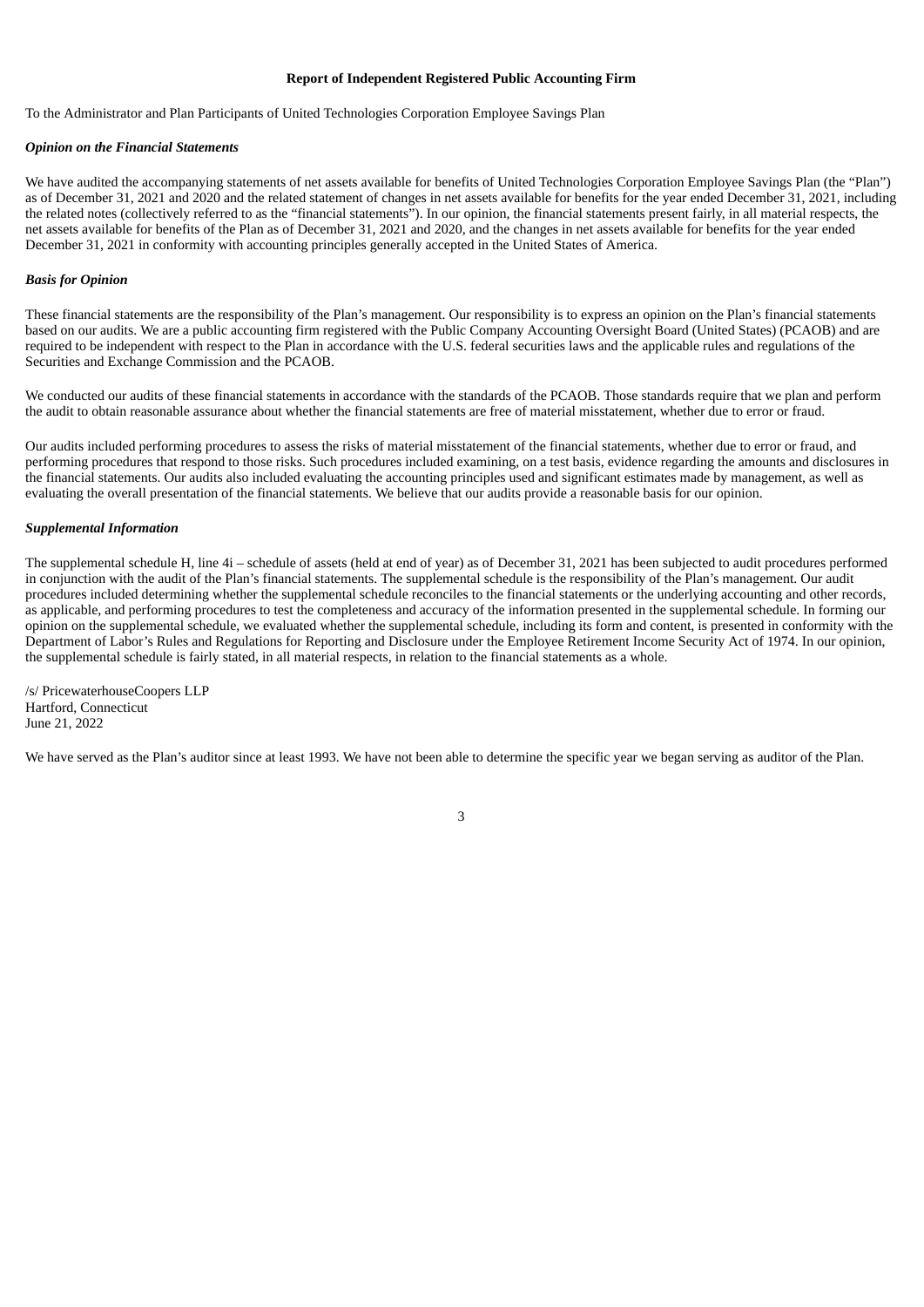**Report of Independent Registered Public Accounting Firm**

To the Administrator and Plan Participants of United Technologies Corporation Employee Savings Plan

***Opinion on the Financial Statements***

We have audited the accompanying statements of net assets available for benefits of United Technologies Corporation Employee Savings Plan (the "Plan") as of December 31, 2021 and 2020 and the related statement of changes in net assets available for benefits for the year ended December 31, 2021, including the related notes (collectively referred to as the "financial statements"). In our opinion, the financial statements present fairly, in all material respects, the net assets available for benefits of the Plan as of December 31, 2021 and 2020, and the changes in net assets available for benefits for the year ended December 31, 2021 in conformity with accounting principles generally accepted in the United States of America.

***Basis for Opinion***

These financial statements are the responsibility of the Plan's management. Our responsibility is to express an opinion on the Plan's financial statements based on our audits. We are a public accounting firm registered with the Public Company Accounting Oversight Board (United States) (PCAOB) and are required to be independent with respect to the Plan in accordance with the U.S. federal securities laws and the applicable rules and regulations of the Securities and Exchange Commission and the PCAOB.

We conducted our audits of these financial statements in accordance with the standards of the PCAOB. Those standards require that we plan and perform the audit to obtain reasonable assurance about whether the financial statements are free of material misstatement, whether due to error or fraud.

Our audits included performing procedures to assess the risks of material misstatement of the financial statements, whether due to error or fraud, and performing procedures that respond to those risks. Such procedures included examining, on a test basis, evidence regarding the amounts and disclosures in the financial statements. Our audits also included evaluating the accounting principles used and significant estimates made by management, as well as evaluating the overall presentation of the financial statements. We believe that our audits provide a reasonable basis for our opinion.

***Supplemental Information***

The supplemental schedule H, line 4i – schedule of assets (held at end of year) as of December 31, 2021 has been subjected to audit procedures performed in conjunction with the audit of the Plan's financial statements. The supplemental schedule is the responsibility of the Plan's management. Our audit procedures included determining whether the supplemental schedule reconciles to the financial statements or the underlying accounting and other records, as applicable, and performing procedures to test the completeness and accuracy of the information presented in the supplemental schedule. In forming our opinion on the supplemental schedule, we evaluated whether the supplemental schedule, including its form and content, is presented in conformity with the Department of Labor's Rules and Regulations for Reporting and Disclosure under the Employee Retirement Income Security Act of 1974. In our opinion, the supplemental schedule is fairly stated, in all material respects, in relation to the financial statements as a whole.

/s/ PricewaterhouseCoopers LLP
Hartford, Connecticut
June 21, 2022

We have served as the Plan's auditor since at least 1993. We have not been able to determine the specific year we began serving as auditor of the Plan.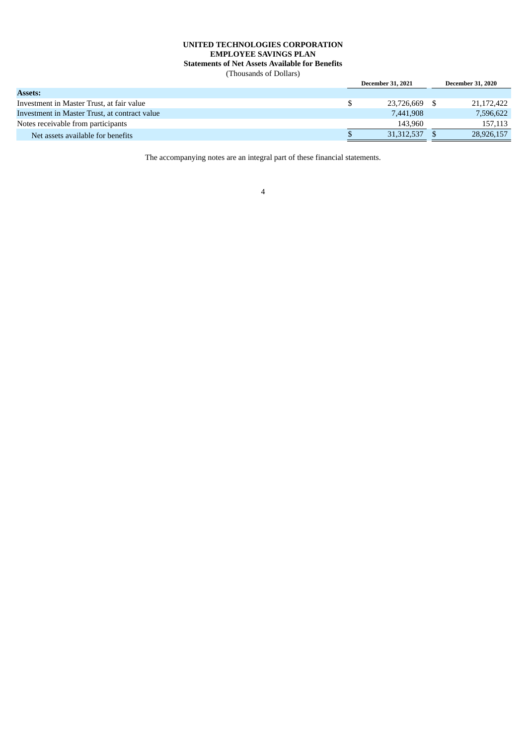**UNITED TECHNOLOGIES CORPORATION**
**EMPLOYEE SAVINGS PLAN**
**Statements of Net Assets Available for Benefits**
(Thousands of Dollars)

| | December 31, 2021 | December 31, 2020 |
|---|---|---|
| **Assets:** | | |
| Investment in Master Trust, at fair value | $ 23,726,669 | $ 21,172,422 |
| Investment in Master Trust, at contract value | 7,441,908 | 7,596,622 |
| Notes receivable from participants | 143,960 | 157,113 |
| Net assets available for benefits | $ 31,312,537 | $ 28,926,157 |

The accompanying notes are an integral part of these financial statements.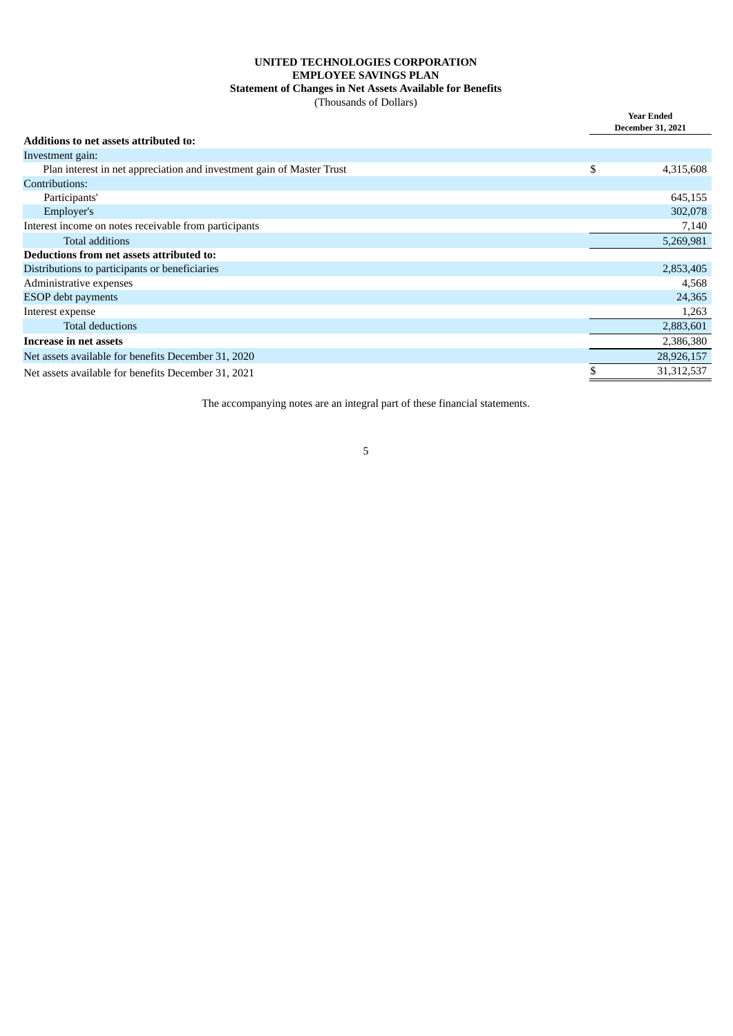**UNITED TECHNOLOGIES CORPORATION**
**EMPLOYEE SAVINGS PLAN**
**Statement of Changes in Net Assets Available for Benefits**
(Thousands of Dollars)

| | Year Ended December 31, 2021 |
|---|---|
| **Additions to net assets attributed to:** | |
| Investment gain: | |
| Plan interest in net appreciation and investment gain of Master Trust | $ 4,315,608 |
| Contributions: | |
| Participants' | 645,155 |
| Employer's | 302,078 |
| Interest income on notes receivable from participants | 7,140 |
| Total additions | 5,269,981 |
| **Deductions from net assets attributed to:** | |
| Distributions to participants or beneficiaries | 2,853,405 |
| Administrative expenses | 4,568 |
| ESOP debt payments | 24,365 |
| Interest expense | 1,263 |
| Total deductions | 2,883,601 |
| **Increase in net assets** | 2,386,380 |
| Net assets available for benefits December 31, 2020 | 28,926,157 |
| Net assets available for benefits December 31, 2021 | $ 31,312,537 |

The accompanying notes are an integral part of these financial statements.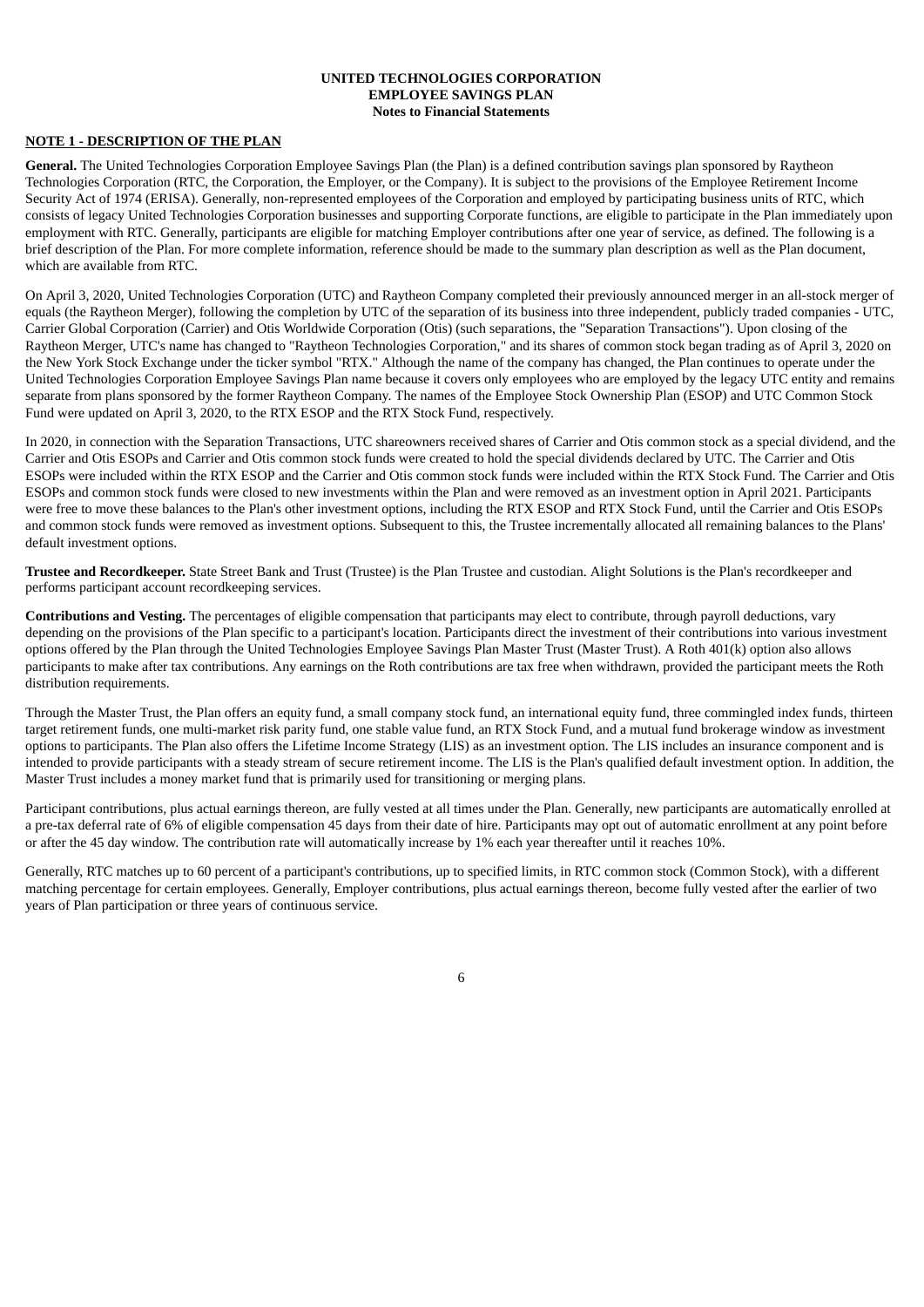**UNITED TECHNOLOGIES CORPORATION**
**EMPLOYEE SAVINGS PLAN**
**Notes to Financial Statements**

## NOTE 1 - DESCRIPTION OF THE PLAN

**General.** The United Technologies Corporation Employee Savings Plan (the Plan) is a defined contribution savings plan sponsored by Raytheon Technologies Corporation (RTC, the Corporation, the Employer, or the Company). It is subject to the provisions of the Employee Retirement Income Security Act of 1974 (ERISA). Generally, non-represented employees of the Corporation and employed by participating business units of RTC, which consists of legacy United Technologies Corporation businesses and supporting Corporate functions, are eligible to participate in the Plan immediately upon employment with RTC. Generally, participants are eligible for matching Employer contributions after one year of service, as defined. The following is a brief description of the Plan. For more complete information, reference should be made to the summary plan description as well as the Plan document, which are available from RTC.

On April 3, 2020, United Technologies Corporation (UTC) and Raytheon Company completed their previously announced merger in an all-stock merger of equals (the Raytheon Merger), following the completion by UTC of the separation of its business into three independent, publicly traded companies - UTC, Carrier Global Corporation (Carrier) and Otis Worldwide Corporation (Otis) (such separations, the "Separation Transactions"). Upon closing of the Raytheon Merger, UTC's name has changed to "Raytheon Technologies Corporation," and its shares of common stock began trading as of April 3, 2020 on the New York Stock Exchange under the ticker symbol "RTX." Although the name of the company has changed, the Plan continues to operate under the United Technologies Corporation Employee Savings Plan name because it covers only employees who are employed by the legacy UTC entity and remains separate from plans sponsored by the former Raytheon Company. The names of the Employee Stock Ownership Plan (ESOP) and UTC Common Stock Fund were updated on April 3, 2020, to the RTX ESOP and the RTX Stock Fund, respectively.

In 2020, in connection with the Separation Transactions, UTC shareowners received shares of Carrier and Otis common stock as a special dividend, and the Carrier and Otis ESOPs and Carrier and Otis common stock funds were created to hold the special dividends declared by UTC. The Carrier and Otis ESOPs were included within the RTX ESOP and the Carrier and Otis common stock funds were included within the RTX Stock Fund. The Carrier and Otis ESOPs and common stock funds were closed to new investments within the Plan and were removed as an investment option in April 2021. Participants were free to move these balances to the Plan's other investment options, including the RTX ESOP and RTX Stock Fund, until the Carrier and Otis ESOPs and common stock funds were removed as investment options. Subsequent to this, the Trustee incrementally allocated all remaining balances to the Plans' default investment options.

**Trustee and Recordkeeper.** State Street Bank and Trust (Trustee) is the Plan Trustee and custodian. Alight Solutions is the Plan's recordkeeper and performs participant account recordkeeping services.

**Contributions and Vesting.** The percentages of eligible compensation that participants may elect to contribute, through payroll deductions, vary depending on the provisions of the Plan specific to a participant's location. Participants direct the investment of their contributions into various investment options offered by the Plan through the United Technologies Employee Savings Plan Master Trust (Master Trust). A Roth 401(k) option also allows participants to make after tax contributions. Any earnings on the Roth contributions are tax free when withdrawn, provided the participant meets the Roth distribution requirements.

Through the Master Trust, the Plan offers an equity fund, a small company stock fund, an international equity fund, three commingled index funds, thirteen target retirement funds, one multi-market risk parity fund, one stable value fund, an RTX Stock Fund, and a mutual fund brokerage window as investment options to participants. The Plan also offers the Lifetime Income Strategy (LIS) as an investment option. The LIS includes an insurance component and is intended to provide participants with a steady stream of secure retirement income. The LIS is the Plan's qualified default investment option. In addition, the Master Trust includes a money market fund that is primarily used for transitioning or merging plans.

Participant contributions, plus actual earnings thereon, are fully vested at all times under the Plan. Generally, new participants are automatically enrolled at a pre-tax deferral rate of 6% of eligible compensation 45 days from their date of hire. Participants may opt out of automatic enrollment at any point before or after the 45 day window. The contribution rate will automatically increase by 1% each year thereafter until it reaches 10%.

Generally, RTC matches up to 60 percent of a participant's contributions, up to specified limits, in RTC common stock (Common Stock), with a different matching percentage for certain employees. Generally, Employer contributions, plus actual earnings thereon, become fully vested after the earlier of two years of Plan participation or three years of continuous service.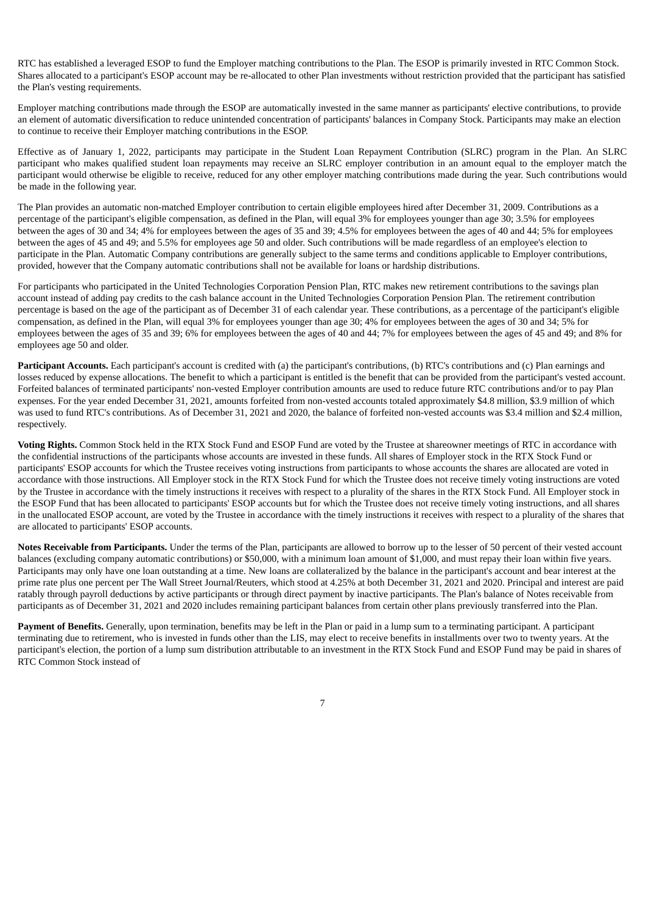RTC has established a leveraged ESOP to fund the Employer matching contributions to the Plan. The ESOP is primarily invested in RTC Common Stock. Shares allocated to a participant's ESOP account may be re-allocated to other Plan investments without restriction provided that the participant has satisfied the Plan's vesting requirements.

Employer matching contributions made through the ESOP are automatically invested in the same manner as participants' elective contributions, to provide an element of automatic diversification to reduce unintended concentration of participants' balances in Company Stock. Participants may make an election to continue to receive their Employer matching contributions in the ESOP.

Effective as of January 1, 2022, participants may participate in the Student Loan Repayment Contribution (SLRC) program in the Plan. An SLRC participant who makes qualified student loan repayments may receive an SLRC employer contribution in an amount equal to the employer match the participant would otherwise be eligible to receive, reduced for any other employer matching contributions made during the year. Such contributions would be made in the following year.

The Plan provides an automatic non-matched Employer contribution to certain eligible employees hired after December 31, 2009. Contributions as a percentage of the participant's eligible compensation, as defined in the Plan, will equal 3% for employees younger than age 30; 3.5% for employees between the ages of 30 and 34; 4% for employees between the ages of 35 and 39; 4.5% for employees between the ages of 40 and 44; 5% for employees between the ages of 45 and 49; and 5.5% for employees age 50 and older. Such contributions will be made regardless of an employee's election to participate in the Plan. Automatic Company contributions are generally subject to the same terms and conditions applicable to Employer contributions, provided, however that the Company automatic contributions shall not be available for loans or hardship distributions.

For participants who participated in the United Technologies Corporation Pension Plan, RTC makes new retirement contributions to the savings plan account instead of adding pay credits to the cash balance account in the United Technologies Corporation Pension Plan. The retirement contribution percentage is based on the age of the participant as of December 31 of each calendar year. These contributions, as a percentage of the participant's eligible compensation, as defined in the Plan, will equal 3% for employees younger than age 30; 4% for employees between the ages of 30 and 34; 5% for employees between the ages of 35 and 39; 6% for employees between the ages of 40 and 44; 7% for employees between the ages of 45 and 49; and 8% for employees age 50 and older.

**Participant Accounts.** Each participant's account is credited with (a) the participant's contributions, (b) RTC's contributions and (c) Plan earnings and losses reduced by expense allocations. The benefit to which a participant is entitled is the benefit that can be provided from the participant's vested account. Forfeited balances of terminated participants' non-vested Employer contribution amounts are used to reduce future RTC contributions and/or to pay Plan expenses. For the year ended December 31, 2021, amounts forfeited from non-vested accounts totaled approximately $4.8 million, $3.9 million of which was used to fund RTC's contributions. As of December 31, 2021 and 2020, the balance of forfeited non-vested accounts was $3.4 million and $2.4 million, respectively.

**Voting Rights.** Common Stock held in the RTX Stock Fund and ESOP Fund are voted by the Trustee at shareowner meetings of RTC in accordance with the confidential instructions of the participants whose accounts are invested in these funds. All shares of Employer stock in the RTX Stock Fund or participants' ESOP accounts for which the Trustee receives voting instructions from participants to whose accounts the shares are allocated are voted in accordance with those instructions. All Employer stock in the RTX Stock Fund for which the Trustee does not receive timely voting instructions are voted by the Trustee in accordance with the timely instructions it receives with respect to a plurality of the shares in the RTX Stock Fund. All Employer stock in the ESOP Fund that has been allocated to participants' ESOP accounts but for which the Trustee does not receive timely voting instructions, and all shares in the unallocated ESOP account, are voted by the Trustee in accordance with the timely instructions it receives with respect to a plurality of the shares that are allocated to participants' ESOP accounts.

**Notes Receivable from Participants.** Under the terms of the Plan, participants are allowed to borrow up to the lesser of 50 percent of their vested account balances (excluding company automatic contributions) or $50,000, with a minimum loan amount of $1,000, and must repay their loan within five years. Participants may only have one loan outstanding at a time. New loans are collateralized by the balance in the participant's account and bear interest at the prime rate plus one percent per The Wall Street Journal/Reuters, which stood at 4.25% at both December 31, 2021 and 2020. Principal and interest are paid ratably through payroll deductions by active participants or through direct payment by inactive participants. The Plan's balance of Notes receivable from participants as of December 31, 2021 and 2020 includes remaining participant balances from certain other plans previously transferred into the Plan.

**Payment of Benefits.** Generally, upon termination, benefits may be left in the Plan or paid in a lump sum to a terminating participant. A participant terminating due to retirement, who is invested in funds other than the LIS, may elect to receive benefits in installments over two to twenty years. At the participant's election, the portion of a lump sum distribution attributable to an investment in the RTX Stock Fund and ESOP Fund may be paid in shares of RTC Common Stock instead of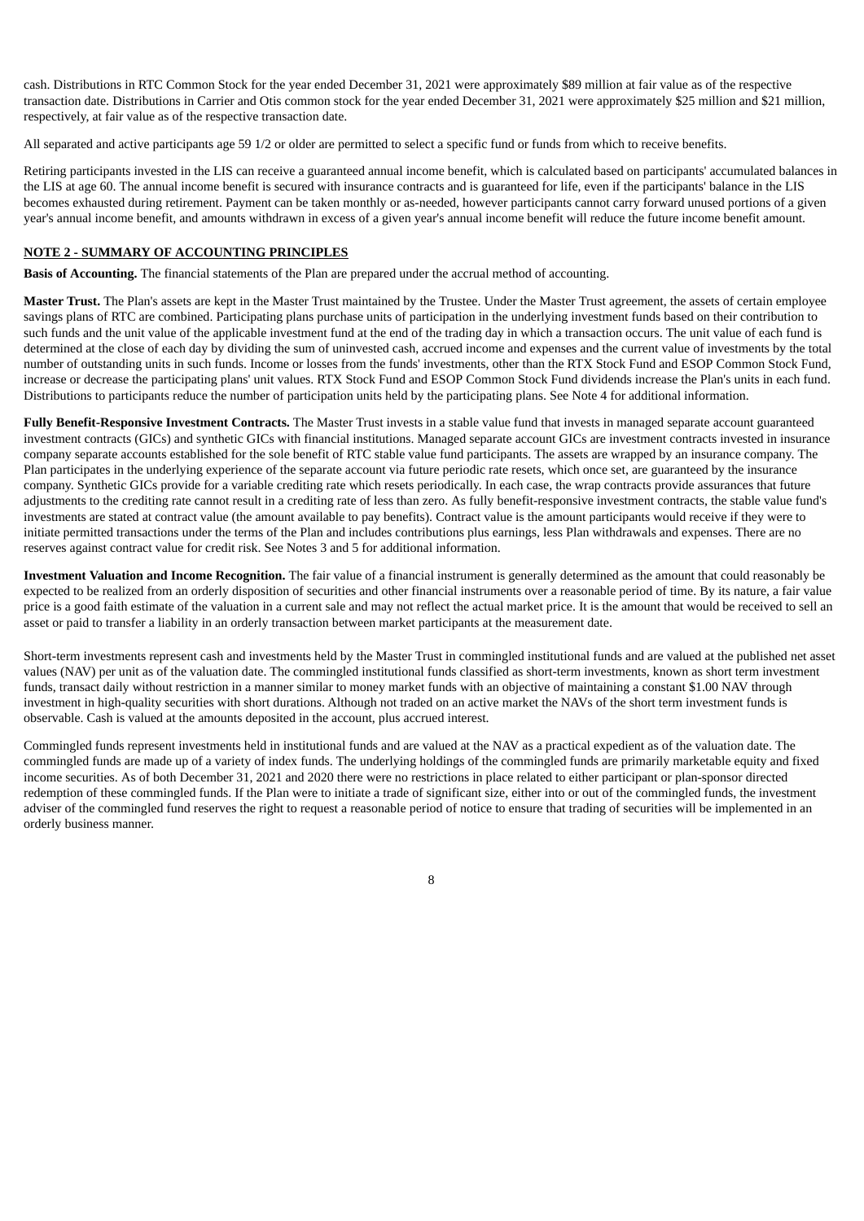cash. Distributions in RTC Common Stock for the year ended December 31, 2021 were approximately $89 million at fair value as of the respective transaction date. Distributions in Carrier and Otis common stock for the year ended December 31, 2021 were approximately $25 million and $21 million, respectively, at fair value as of the respective transaction date.

All separated and active participants age 59 1/2 or older are permitted to select a specific fund or funds from which to receive benefits.

Retiring participants invested in the LIS can receive a guaranteed annual income benefit, which is calculated based on participants' accumulated balances in the LIS at age 60. The annual income benefit is secured with insurance contracts and is guaranteed for life, even if the participants' balance in the LIS becomes exhausted during retirement. Payment can be taken monthly or as-needed, however participants cannot carry forward unused portions of a given year's annual income benefit, and amounts withdrawn in excess of a given year's annual income benefit will reduce the future income benefit amount.

## NOTE 2 - SUMMARY OF ACCOUNTING PRINCIPLES

**Basis of Accounting.** The financial statements of the Plan are prepared under the accrual method of accounting.

**Master Trust.** The Plan's assets are kept in the Master Trust maintained by the Trustee. Under the Master Trust agreement, the assets of certain employee savings plans of RTC are combined. Participating plans purchase units of participation in the underlying investment funds based on their contribution to such funds and the unit value of the applicable investment fund at the end of the trading day in which a transaction occurs. The unit value of each fund is determined at the close of each day by dividing the sum of uninvested cash, accrued income and expenses and the current value of investments by the total number of outstanding units in such funds. Income or losses from the funds' investments, other than the RTX Stock Fund and ESOP Common Stock Fund, increase or decrease the participating plans' unit values. RTX Stock Fund and ESOP Common Stock Fund dividends increase the Plan's units in each fund. Distributions to participants reduce the number of participation units held by the participating plans. See Note 4 for additional information.

**Fully Benefit-Responsive Investment Contracts.** The Master Trust invests in a stable value fund that invests in managed separate account guaranteed investment contracts (GICs) and synthetic GICs with financial institutions. Managed separate account GICs are investment contracts invested in insurance company separate accounts established for the sole benefit of RTC stable value fund participants. The assets are wrapped by an insurance company. The Plan participates in the underlying experience of the separate account via future periodic rate resets, which once set, are guaranteed by the insurance company. Synthetic GICs provide for a variable crediting rate which resets periodically. In each case, the wrap contracts provide assurances that future adjustments to the crediting rate cannot result in a crediting rate of less than zero. As fully benefit-responsive investment contracts, the stable value fund's investments are stated at contract value (the amount available to pay benefits). Contract value is the amount participants would receive if they were to initiate permitted transactions under the terms of the Plan and includes contributions plus earnings, less Plan withdrawals and expenses. There are no reserves against contract value for credit risk. See Notes 3 and 5 for additional information.

**Investment Valuation and Income Recognition.** The fair value of a financial instrument is generally determined as the amount that could reasonably be expected to be realized from an orderly disposition of securities and other financial instruments over a reasonable period of time. By its nature, a fair value price is a good faith estimate of the valuation in a current sale and may not reflect the actual market price. It is the amount that would be received to sell an asset or paid to transfer a liability in an orderly transaction between market participants at the measurement date.

Short-term investments represent cash and investments held by the Master Trust in commingled institutional funds and are valued at the published net asset values (NAV) per unit as of the valuation date. The commingled institutional funds classified as short-term investments, known as short term investment funds, transact daily without restriction in a manner similar to money market funds with an objective of maintaining a constant $1.00 NAV through investment in high-quality securities with short durations. Although not traded on an active market the NAVs of the short term investment funds is observable. Cash is valued at the amounts deposited in the account, plus accrued interest.

Commingled funds represent investments held in institutional funds and are valued at the NAV as a practical expedient as of the valuation date. The commingled funds are made up of a variety of index funds. The underlying holdings of the commingled funds are primarily marketable equity and fixed income securities. As of both December 31, 2021 and 2020 there were no restrictions in place related to either participant or plan-sponsor directed redemption of these commingled funds. If the Plan were to initiate a trade of significant size, either into or out of the commingled funds, the investment adviser of the commingled fund reserves the right to request a reasonable period of notice to ensure that trading of securities will be implemented in an orderly business manner.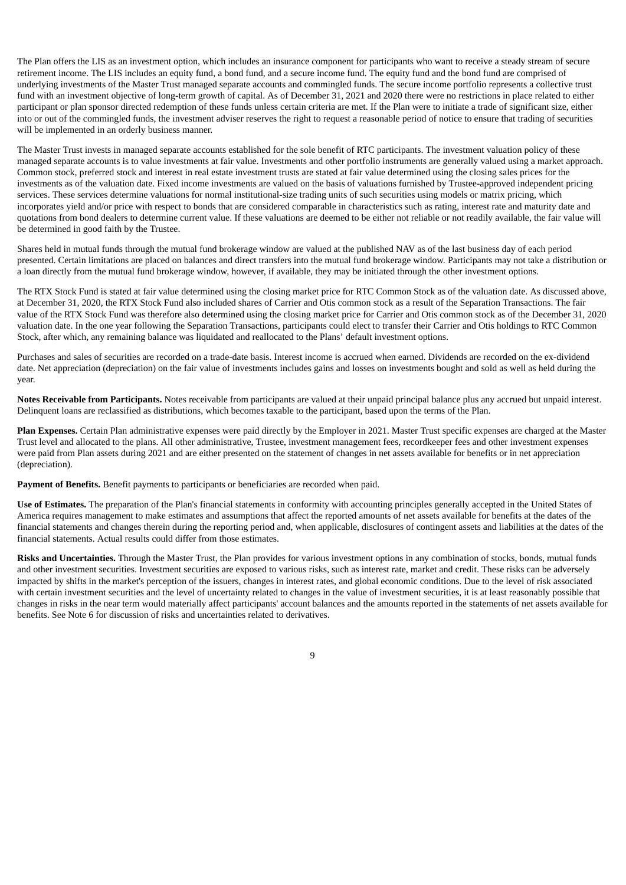The Plan offers the LIS as an investment option, which includes an insurance component for participants who want to receive a steady stream of secure retirement income. The LIS includes an equity fund, a bond fund, and a secure income fund. The equity fund and the bond fund are comprised of underlying investments of the Master Trust managed separate accounts and commingled funds. The secure income portfolio represents a collective trust fund with an investment objective of long-term growth of capital. As of December 31, 2021 and 2020 there were no restrictions in place related to either participant or plan sponsor directed redemption of these funds unless certain criteria are met. If the Plan were to initiate a trade of significant size, either into or out of the commingled funds, the investment adviser reserves the right to request a reasonable period of notice to ensure that trading of securities will be implemented in an orderly business manner.

The Master Trust invests in managed separate accounts established for the sole benefit of RTC participants. The investment valuation policy of these managed separate accounts is to value investments at fair value. Investments and other portfolio instruments are generally valued using a market approach. Common stock, preferred stock and interest in real estate investment trusts are stated at fair value determined using the closing sales prices for the investments as of the valuation date. Fixed income investments are valued on the basis of valuations furnished by Trustee-approved independent pricing services. These services determine valuations for normal institutional-size trading units of such securities using models or matrix pricing, which incorporates yield and/or price with respect to bonds that are considered comparable in characteristics such as rating, interest rate and maturity date and quotations from bond dealers to determine current value. If these valuations are deemed to be either not reliable or not readily available, the fair value will be determined in good faith by the Trustee.

Shares held in mutual funds through the mutual fund brokerage window are valued at the published NAV as of the last business day of each period presented. Certain limitations are placed on balances and direct transfers into the mutual fund brokerage window. Participants may not take a distribution or a loan directly from the mutual fund brokerage window, however, if available, they may be initiated through the other investment options.

The RTX Stock Fund is stated at fair value determined using the closing market price for RTC Common Stock as of the valuation date. As discussed above, at December 31, 2020, the RTX Stock Fund also included shares of Carrier and Otis common stock as a result of the Separation Transactions. The fair value of the RTX Stock Fund was therefore also determined using the closing market price for Carrier and Otis common stock as of the December 31, 2020 valuation date. In the one year following the Separation Transactions, participants could elect to transfer their Carrier and Otis holdings to RTC Common Stock, after which, any remaining balance was liquidated and reallocated to the Plans' default investment options.

Purchases and sales of securities are recorded on a trade-date basis. Interest income is accrued when earned. Dividends are recorded on the ex-dividend date. Net appreciation (depreciation) on the fair value of investments includes gains and losses on investments bought and sold as well as held during the year.

**Notes Receivable from Participants.** Notes receivable from participants are valued at their unpaid principal balance plus any accrued but unpaid interest. Delinquent loans are reclassified as distributions, which becomes taxable to the participant, based upon the terms of the Plan.

**Plan Expenses.** Certain Plan administrative expenses were paid directly by the Employer in 2021. Master Trust specific expenses are charged at the Master Trust level and allocated to the plans. All other administrative, Trustee, investment management fees, recordkeeper fees and other investment expenses were paid from Plan assets during 2021 and are either presented on the statement of changes in net assets available for benefits or in net appreciation (depreciation).

**Payment of Benefits.** Benefit payments to participants or beneficiaries are recorded when paid.

**Use of Estimates.** The preparation of the Plan's financial statements in conformity with accounting principles generally accepted in the United States of America requires management to make estimates and assumptions that affect the reported amounts of net assets available for benefits at the dates of the financial statements and changes therein during the reporting period and, when applicable, disclosures of contingent assets and liabilities at the dates of the financial statements. Actual results could differ from those estimates.

**Risks and Uncertainties.** Through the Master Trust, the Plan provides for various investment options in any combination of stocks, bonds, mutual funds and other investment securities. Investment securities are exposed to various risks, such as interest rate, market and credit. These risks can be adversely impacted by shifts in the market's perception of the issuers, changes in interest rates, and global economic conditions. Due to the level of risk associated with certain investment securities and the level of uncertainty related to changes in the value of investment securities, it is at least reasonably possible that changes in risks in the near term would materially affect participants' account balances and the amounts reported in the statements of net assets available for benefits. See Note 6 for discussion of risks and uncertainties related to derivatives.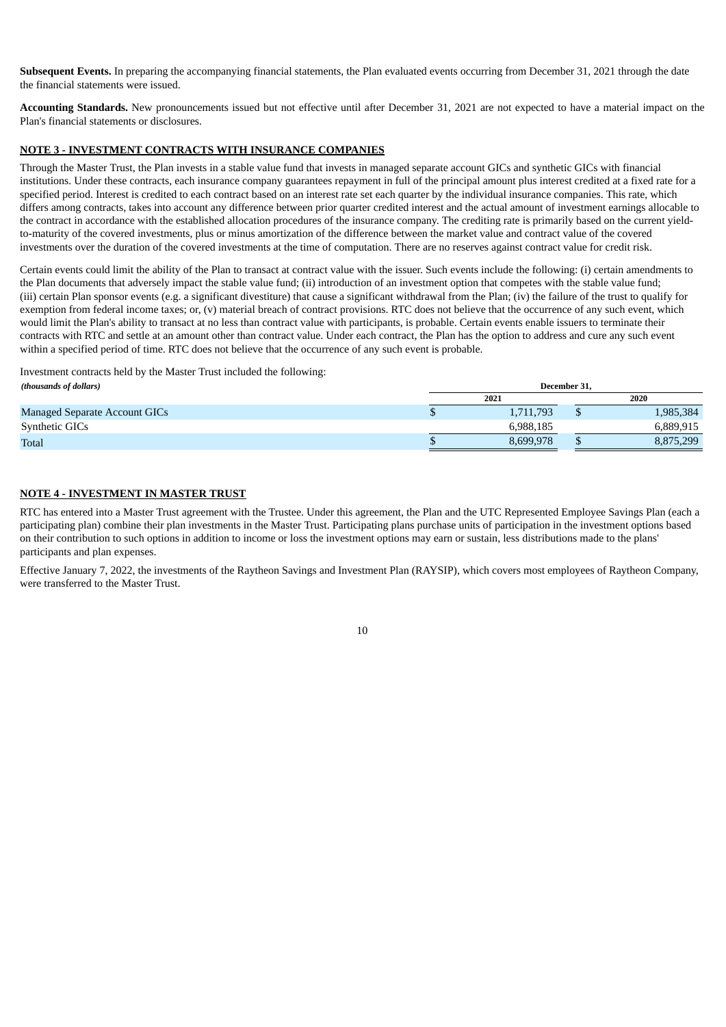**Subsequent Events.** In preparing the accompanying financial statements, the Plan evaluated events occurring from December 31, 2021 through the date the financial statements were issued.

**Accounting Standards.** New pronouncements issued but not effective until after December 31, 2021 are not expected to have a material impact on the Plan's financial statements or disclosures.

## NOTE 3 - INVESTMENT CONTRACTS WITH INSURANCE COMPANIES

Through the Master Trust, the Plan invests in a stable value fund that invests in managed separate account GICs and synthetic GICs with financial institutions. Under these contracts, each insurance company guarantees repayment in full of the principal amount plus interest credited at a fixed rate for a specified period. Interest is credited to each contract based on an interest rate set each quarter by the individual insurance companies. This rate, which differs among contracts, takes into account any difference between prior quarter credited interest and the actual amount of investment earnings allocable to the contract in accordance with the established allocation procedures of the insurance company. The crediting rate is primarily based on the current yield-to-maturity of the covered investments, plus or minus amortization of the difference between the market value and contract value of the covered investments over the duration of the covered investments at the time of computation. There are no reserves against contract value for credit risk.

Certain events could limit the ability of the Plan to transact at contract value with the issuer. Such events include the following: (i) certain amendments to the Plan documents that adversely impact the stable value fund; (ii) introduction of an investment option that competes with the stable value fund; (iii) certain Plan sponsor events (e.g. a significant divestiture) that cause a significant withdrawal from the Plan; (iv) the failure of the trust to qualify for exemption from federal income taxes; or, (v) material breach of contract provisions. RTC does not believe that the occurrence of any such event, which would limit the Plan's ability to transact at no less than contract value with participants, is probable. Certain events enable issuers to terminate their contracts with RTC and settle at an amount other than contract value. Under each contract, the Plan has the option to address and cure any such event within a specified period of time. RTC does not believe that the occurrence of any such event is probable.

Investment contracts held by the Master Trust included the following:

| *(thousands of dollars)* | December 31, | |
|---|---|---|
| | 2021 | 2020 |
| Managed Separate Account GICs | $ 1,711,793 | $ 1,985,384 |
| Synthetic GICs | 6,988,185 | 6,889,915 |
| Total | $ 8,699,978 | $ 8,875,299 |

## NOTE 4 - INVESTMENT IN MASTER TRUST

RTC has entered into a Master Trust agreement with the Trustee. Under this agreement, the Plan and the UTC Represented Employee Savings Plan (each a participating plan) combine their plan investments in the Master Trust. Participating plans purchase units of participation in the investment options based on their contribution to such options in addition to income or loss the investment options may earn or sustain, less distributions made to the plans' participants and plan expenses.

Effective January 7, 2022, the investments of the Raytheon Savings and Investment Plan (RAYSIP), which covers most employees of Raytheon Company, were transferred to the Master Trust.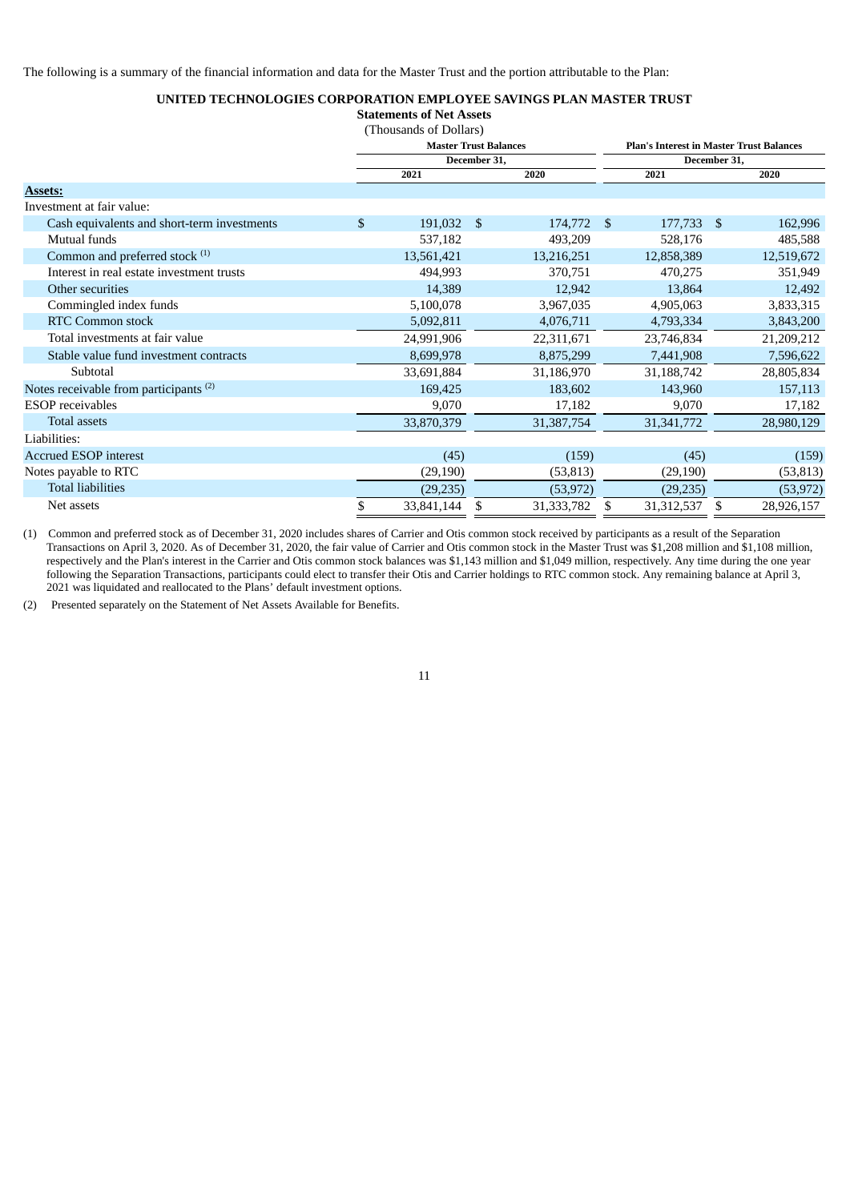The following is a summary of the financial information and data for the Master Trust and the portion attributable to the Plan:

**UNITED TECHNOLOGIES CORPORATION EMPLOYEE SAVINGS PLAN MASTER TRUST**

**Statements of Net Assets**

(Thousands of Dollars)

| | Master Trust Balances | | Plan's Interest in Master Trust Balances | |
|---|---|---|---|---|
| | December 31, | | December 31, | |
| | 2021 | 2020 | 2021 | 2020 |
| **Assets:** | | | | |
| Investment at fair value: | | | | |
| Cash equivalents and short-term investments | $ 191,032 | $ 174,772 | $ 177,733 | $ 162,996 |
| Mutual funds | 537,182 | 493,209 | 528,176 | 485,588 |
| Common and preferred stock [(1)] | 13,561,421 | 13,216,251 | 12,858,389 | 12,519,672 |
| Interest in real estate investment trusts | 494,993 | 370,751 | 470,275 | 351,949 |
| Other securities | 14,389 | 12,942 | 13,864 | 12,492 |
| Commingled index funds | 5,100,078 | 3,967,035 | 4,905,063 | 3,833,315 |
| RTC Common stock | 5,092,811 | 4,076,711 | 4,793,334 | 3,843,200 |
| Total investments at fair value | 24,991,906 | 22,311,671 | 23,746,834 | 21,209,212 |
| Stable value fund investment contracts | 8,699,978 | 8,875,299 | 7,441,908 | 7,596,622 |
| Subtotal | 33,691,884 | 31,186,970 | 31,188,742 | 28,805,834 |
| Notes receivable from participants [(2)] | 169,425 | 183,602 | 143,960 | 157,113 |
| ESOP receivables | 9,070 | 17,182 | 9,070 | 17,182 |
| Total assets | 33,870,379 | 31,387,754 | 31,341,772 | 28,980,129 |
| Liabilities: | | | | |
| Accrued ESOP interest | (45) | (159) | (45) | (159) |
| Notes payable to RTC | (29,190) | (53,813) | (29,190) | (53,813) |
| Total liabilities | (29,235) | (53,972) | (29,235) | (53,972) |
| Net assets | $ 33,841,144 | $ 31,333,782 | $ 31,312,537 | $ 28,926,157 |

(1) Common and preferred stock as of December 31, 2020 includes shares of Carrier and Otis common stock received by participants as a result of the Separation Transactions on April 3, 2020. As of December 31, 2020, the fair value of Carrier and Otis common stock in the Master Trust was $1,208 million and $1,108 million, respectively and the Plan's interest in the Carrier and Otis common stock balances was $1,143 million and $1,049 million, respectively. Any time during the one year following the Separation Transactions, participants could elect to transfer their Otis and Carrier holdings to RTC common stock. Any remaining balance at April 3, 2021 was liquidated and reallocated to the Plans' default investment options.

(2) Presented separately on the Statement of Net Assets Available for Benefits.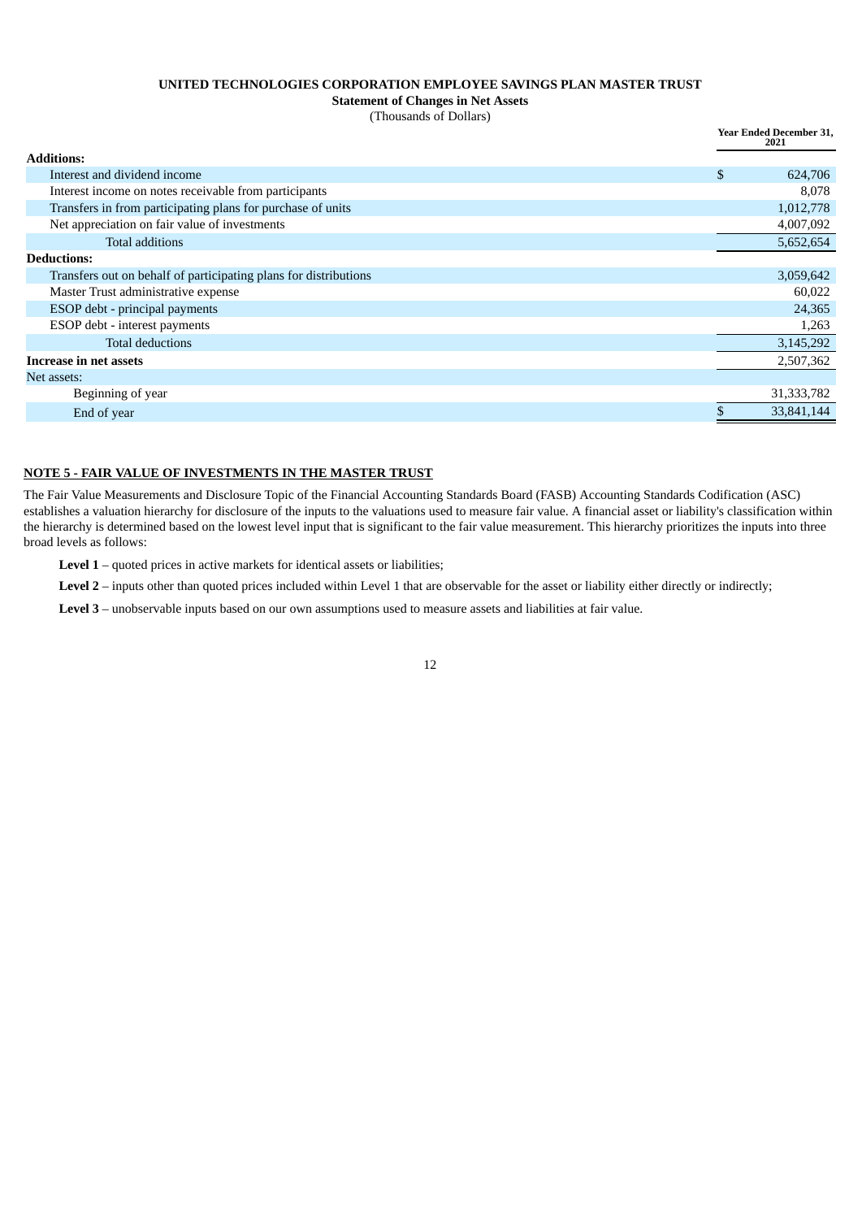**UNITED TECHNOLOGIES CORPORATION EMPLOYEE SAVINGS PLAN MASTER TRUST**

**Statement of Changes in Net Assets**

(Thousands of Dollars)

| | Year Ended December 31, 2021 |
|---|---|
| **Additions:** | |
| Interest and dividend income | $ 624,706 |
| Interest income on notes receivable from participants | 8,078 |
| Transfers in from participating plans for purchase of units | 1,012,778 |
| Net appreciation on fair value of investments | 4,007,092 |
| Total additions | 5,652,654 |
| **Deductions:** | |
| Transfers out on behalf of participating plans for distributions | 3,059,642 |
| Master Trust administrative expense | 60,022 |
| ESOP debt - principal payments | 24,365 |
| ESOP debt - interest payments | 1,263 |
| Total deductions | 3,145,292 |
| **Increase in net assets** | 2,507,362 |
| Net assets: | |
| Beginning of year | 31,333,782 |
| End of year | $ 33,841,144 |

**NOTE 5 - FAIR VALUE OF INVESTMENTS IN THE MASTER TRUST**

The Fair Value Measurements and Disclosure Topic of the Financial Accounting Standards Board (FASB) Accounting Standards Codification (ASC) establishes a valuation hierarchy for disclosure of the inputs to the valuations used to measure fair value. A financial asset or liability's classification within the hierarchy is determined based on the lowest level input that is significant to the fair value measurement. This hierarchy prioritizes the inputs into three broad levels as follows:

**Level 1** – quoted prices in active markets for identical assets or liabilities;

**Level 2** – inputs other than quoted prices included within Level 1 that are observable for the asset or liability either directly or indirectly;

**Level 3** – unobservable inputs based on our own assumptions used to measure assets and liabilities at fair value.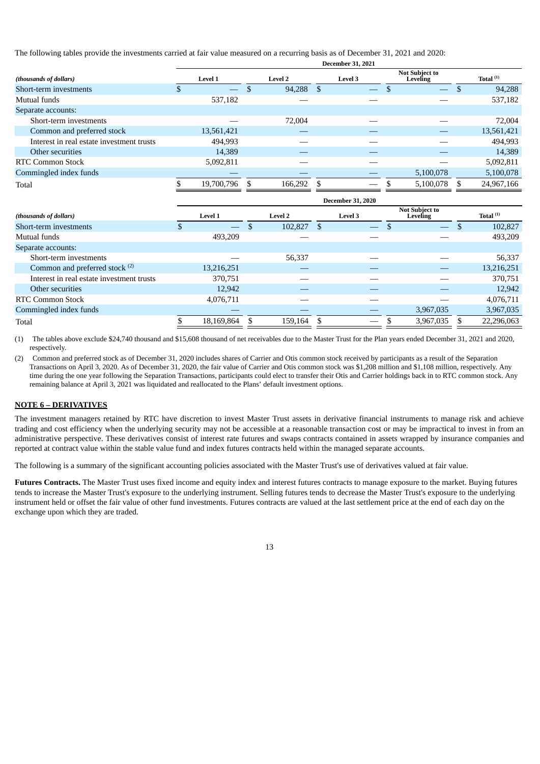The following tables provide the investments carried at fair value measured on a recurring basis as of December 31, 2021 and 2020:

| | December 31, 2021 | | | | |
|---|---|---|---|---|---|
| *(thousands of dollars)* | Level 1 | Level 2 | Level 3 | Not Subject to Leveling | Total (1) |
| Short-term investments | $ — | $ 94,288 | $ — | $ — | $ 94,288 |
| Mutual funds | 537,182 | — | — | — | 537,182 |
| Separate accounts: | | | | | |
| Short-term investments | — | 72,004 | — | — | 72,004 |
| Common and preferred stock | 13,561,421 | — | — | — | 13,561,421 |
| Interest in real estate investment trusts | 494,993 | — | — | — | 494,993 |
| Other securities | 14,389 | — | — | — | 14,389 |
| RTC Common Stock | 5,092,811 | — | — | — | 5,092,811 |
| Commingled index funds | — | — | — | 5,100,078 | 5,100,078 |
| Total | $ 19,700,796 | $ 166,292 | $ — | $ 5,100,078 | $ 24,967,166 |

| | December 31, 2020 | | | | |
|---|---|---|---|---|---|
| *(thousands of dollars)* | Level 1 | Level 2 | Level 3 | Not Subject to Leveling | Total (1) |
| Short-term investments | $ — | $ 102,827 | $ — | $ — | $ 102,827 |
| Mutual funds | 493,209 | — | — | — | 493,209 |
| Separate accounts: | | | | | |
| Short-term investments | — | 56,337 | — | — | 56,337 |
| Common and preferred stock (2) | 13,216,251 | — | — | — | 13,216,251 |
| Interest in real estate investment trusts | 370,751 | — | — | — | 370,751 |
| Other securities | 12,942 | — | — | — | 12,942 |
| RTC Common Stock | 4,076,711 | — | — | — | 4,076,711 |
| Commingled index funds | — | — | — | 3,967,035 | 3,967,035 |
| Total | $ 18,169,864 | $ 159,164 | $ — | $ 3,967,035 | $ 22,296,063 |

(1) The tables above exclude $24,740 thousand and $15,608 thousand of net receivables due to the Master Trust for the Plan years ended December 31, 2021 and 2020, respectively.

(2) Common and preferred stock as of December 31, 2020 includes shares of Carrier and Otis common stock received by participants as a result of the Separation Transactions on April 3, 2020. As of December 31, 2020, the fair value of Carrier and Otis common stock was $1,208 million and $1,108 million, respectively. Any time during the one year following the Separation Transactions, participants could elect to transfer their Otis and Carrier holdings back in to RTC common stock. Any remaining balance at April 3, 2021 was liquidated and reallocated to the Plans' default investment options.

## NOTE 6 – DERIVATIVES

The investment managers retained by RTC have discretion to invest Master Trust assets in derivative financial instruments to manage risk and achieve trading and cost efficiency when the underlying security may not be accessible at a reasonable transaction cost or may be impractical to invest in from an administrative perspective. These derivatives consist of interest rate futures and swaps contracts contained in assets wrapped by insurance companies and reported at contract value within the stable value fund and index futures contracts held within the managed separate accounts.

The following is a summary of the significant accounting policies associated with the Master Trust's use of derivatives valued at fair value.

**Futures Contracts.** The Master Trust uses fixed income and equity index and interest futures contracts to manage exposure to the market. Buying futures tends to increase the Master Trust's exposure to the underlying instrument. Selling futures tends to decrease the Master Trust's exposure to the underlying instrument held or offset the fair value of other fund investments. Futures contracts are valued at the last settlement price at the end of each day on the exchange upon which they are traded.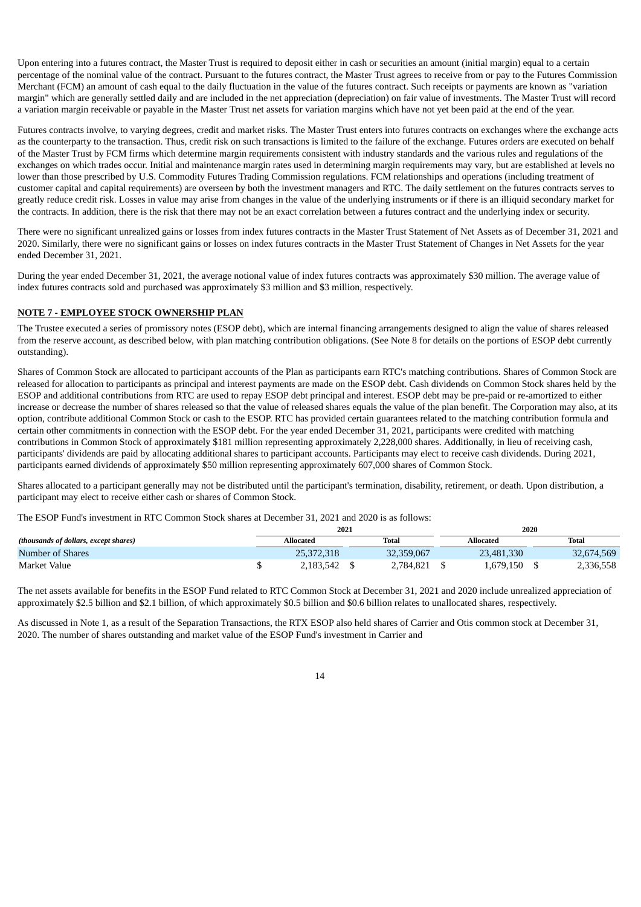Upon entering into a futures contract, the Master Trust is required to deposit either in cash or securities an amount (initial margin) equal to a certain percentage of the nominal value of the contract. Pursuant to the futures contract, the Master Trust agrees to receive from or pay to the Futures Commission Merchant (FCM) an amount of cash equal to the daily fluctuation in the value of the futures contract. Such receipts or payments are known as "variation margin" which are generally settled daily and are included in the net appreciation (depreciation) on fair value of investments. The Master Trust will record a variation margin receivable or payable in the Master Trust net assets for variation margins which have not yet been paid at the end of the year.

Futures contracts involve, to varying degrees, credit and market risks. The Master Trust enters into futures contracts on exchanges where the exchange acts as the counterparty to the transaction. Thus, credit risk on such transactions is limited to the failure of the exchange. Futures orders are executed on behalf of the Master Trust by FCM firms which determine margin requirements consistent with industry standards and the various rules and regulations of the exchanges on which trades occur. Initial and maintenance margin rates used in determining margin requirements may vary, but are established at levels no lower than those prescribed by U.S. Commodity Futures Trading Commission regulations. FCM relationships and operations (including treatment of customer capital and capital requirements) are overseen by both the investment managers and RTC. The daily settlement on the futures contracts serves to greatly reduce credit risk. Losses in value may arise from changes in the value of the underlying instruments or if there is an illiquid secondary market for the contracts. In addition, there is the risk that there may not be an exact correlation between a futures contract and the underlying index or security.

There were no significant unrealized gains or losses from index futures contracts in the Master Trust Statement of Net Assets as of December 31, 2021 and 2020. Similarly, there were no significant gains or losses on index futures contracts in the Master Trust Statement of Changes in Net Assets for the year ended December 31, 2021.

During the year ended December 31, 2021, the average notional value of index futures contracts was approximately $30 million. The average value of index futures contracts sold and purchased was approximately $3 million and $3 million, respectively.

## NOTE 7 - EMPLOYEE STOCK OWNERSHIP PLAN

The Trustee executed a series of promissory notes (ESOP debt), which are internal financing arrangements designed to align the value of shares released from the reserve account, as described below, with plan matching contribution obligations. (See Note 8 for details on the portions of ESOP debt currently outstanding).

Shares of Common Stock are allocated to participant accounts of the Plan as participants earn RTC's matching contributions. Shares of Common Stock are released for allocation to participants as principal and interest payments are made on the ESOP debt. Cash dividends on Common Stock shares held by the ESOP and additional contributions from RTC are used to repay ESOP debt principal and interest. ESOP debt may be pre-paid or re-amortized to either increase or decrease the number of shares released so that the value of released shares equals the value of the plan benefit. The Corporation may also, at its option, contribute additional Common Stock or cash to the ESOP. RTC has provided certain guarantees related to the matching contribution formula and certain other commitments in connection with the ESOP debt. For the year ended December 31, 2021, participants were credited with matching contributions in Common Stock of approximately $181 million representing approximately 2,228,000 shares. Additionally, in lieu of receiving cash, participants' dividends are paid by allocating additional shares to participant accounts. Participants may elect to receive cash dividends. During 2021, participants earned dividends of approximately $50 million representing approximately 607,000 shares of Common Stock.

Shares allocated to a participant generally may not be distributed until the participant's termination, disability, retirement, or death. Upon distribution, a participant may elect to receive either cash or shares of Common Stock.

The ESOP Fund's investment in RTC Common Stock shares at December 31, 2021 and 2020 is as follows:

| | 2021 | | 2020 | |
|---|---|---|---|---|
| *(thousands of dollars, except shares)* | **Allocated** | **Total** | **Allocated** | **Total** |
| Number of Shares | 25,372,318 | 32,359,067 | 23,481,330 | 32,674,569 |
| Market Value | $ 2,183,542 | $ 2,784,821 | $ 1,679,150 | $ 2,336,558 |

The net assets available for benefits in the ESOP Fund related to RTC Common Stock at December 31, 2021 and 2020 include unrealized appreciation of approximately $2.5 billion and $2.1 billion, of which approximately $0.5 billion and $0.6 billion relates to unallocated shares, respectively.

As discussed in Note 1, as a result of the Separation Transactions, the RTX ESOP also held shares of Carrier and Otis common stock at December 31, 2020. The number of shares outstanding and market value of the ESOP Fund's investment in Carrier and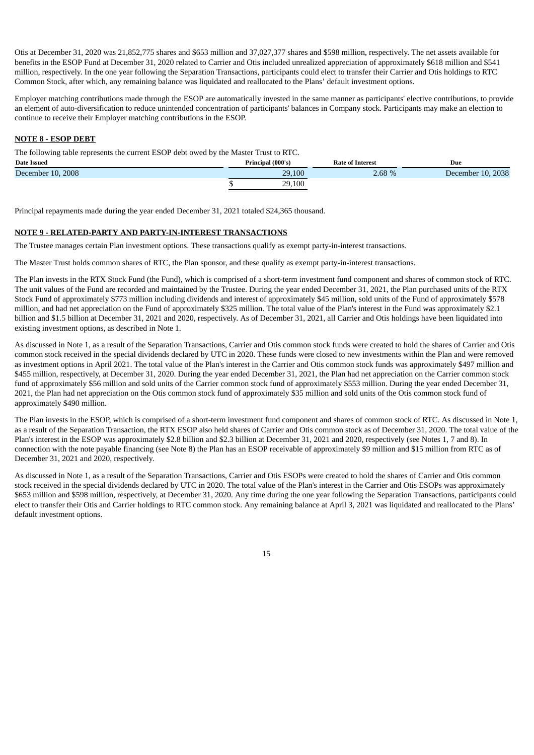Otis at December 31, 2020 was 21,852,775 shares and $653 million and 37,027,377 shares and $598 million, respectively. The net assets available for benefits in the ESOP Fund at December 31, 2020 related to Carrier and Otis included unrealized appreciation of approximately $618 million and $541 million, respectively. In the one year following the Separation Transactions, participants could elect to transfer their Carrier and Otis holdings to RTC Common Stock, after which, any remaining balance was liquidated and reallocated to the Plans' default investment options.

Employer matching contributions made through the ESOP are automatically invested in the same manner as participants' elective contributions, to provide an element of auto-diversification to reduce unintended concentration of participants' balances in Company stock. Participants may make an election to continue to receive their Employer matching contributions in the ESOP.

## NOTE 8 - ESOP DEBT

The following table represents the current ESOP debt owed by the Master Trust to RTC.

| Date Issued | Principal (000's) | Rate of Interest | Due |
|---|---|---|---|
| December 10, 2008 | 29,100 | 2.68 % | December 10, 2038 |
| | $ 29,100 | | |

Principal repayments made during the year ended December 31, 2021 totaled $24,365 thousand.

## NOTE 9 - RELATED-PARTY AND PARTY-IN-INTEREST TRANSACTIONS

The Trustee manages certain Plan investment options. These transactions qualify as exempt party-in-interest transactions.

The Master Trust holds common shares of RTC, the Plan sponsor, and these qualify as exempt party-in-interest transactions.

The Plan invests in the RTX Stock Fund (the Fund), which is comprised of a short-term investment fund component and shares of common stock of RTC. The unit values of the Fund are recorded and maintained by the Trustee. During the year ended December 31, 2021, the Plan purchased units of the RTX Stock Fund of approximately $773 million including dividends and interest of approximately $45 million, sold units of the Fund of approximately $578 million, and had net appreciation on the Fund of approximately $325 million. The total value of the Plan's interest in the Fund was approximately $2.1 billion and $1.5 billion at December 31, 2021 and 2020, respectively. As of December 31, 2021, all Carrier and Otis holdings have been liquidated into existing investment options, as described in Note 1.

As discussed in Note 1, as a result of the Separation Transactions, Carrier and Otis common stock funds were created to hold the shares of Carrier and Otis common stock received in the special dividends declared by UTC in 2020. These funds were closed to new investments within the Plan and were removed as investment options in April 2021. The total value of the Plan's interest in the Carrier and Otis common stock funds was approximately $497 million and $455 million, respectively, at December 31, 2020. During the year ended December 31, 2021, the Plan had net appreciation on the Carrier common stock fund of approximately $56 million and sold units of the Carrier common stock fund of approximately $553 million. During the year ended December 31, 2021, the Plan had net appreciation on the Otis common stock fund of approximately $35 million and sold units of the Otis common stock fund of approximately $490 million.

The Plan invests in the ESOP, which is comprised of a short-term investment fund component and shares of common stock of RTC. As discussed in Note 1, as a result of the Separation Transaction, the RTX ESOP also held shares of Carrier and Otis common stock as of December 31, 2020. The total value of the Plan's interest in the ESOP was approximately $2.8 billion and $2.3 billion at December 31, 2021 and 2020, respectively (see Notes 1, 7 and 8). In connection with the note payable financing (see Note 8) the Plan has an ESOP receivable of approximately $9 million and $15 million from RTC as of December 31, 2021 and 2020, respectively.

As discussed in Note 1, as a result of the Separation Transactions, Carrier and Otis ESOPs were created to hold the shares of Carrier and Otis common stock received in the special dividends declared by UTC in 2020. The total value of the Plan's interest in the Carrier and Otis ESOPs was approximately $653 million and $598 million, respectively, at December 31, 2020. Any time during the one year following the Separation Transactions, participants could elect to transfer their Otis and Carrier holdings to RTC common stock. Any remaining balance at April 3, 2021 was liquidated and reallocated to the Plans' default investment options.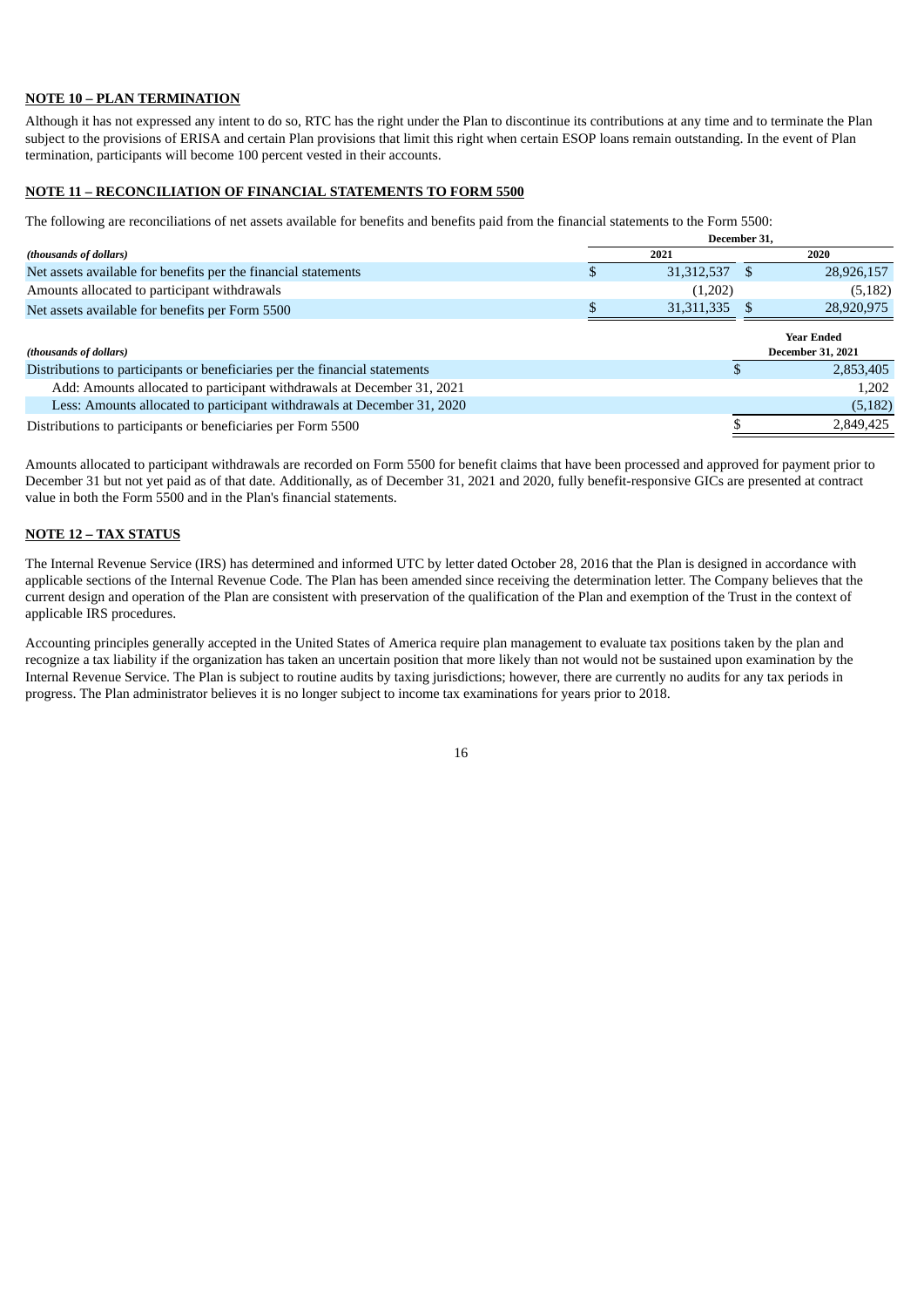**NOTE 10 – PLAN TERMINATION**

Although it has not expressed any intent to do so, RTC has the right under the Plan to discontinue its contributions at any time and to terminate the Plan subject to the provisions of ERISA and certain Plan provisions that limit this right when certain ESOP loans remain outstanding. In the event of Plan termination, participants will become 100 percent vested in their accounts.

**NOTE 11 – RECONCILIATION OF FINANCIAL STATEMENTS TO FORM 5500**

The following are reconciliations of net assets available for benefits and benefits paid from the financial statements to the Form 5500:

| | December 31, | |
|---|---|---|
| *(thousands of dollars)* | 2021 | 2020 |
| Net assets available for benefits per the financial statements | $ 31,312,537 | $ 28,926,157 |
| Amounts allocated to participant withdrawals | (1,202) | (5,182) |
| Net assets available for benefits per Form 5500 | $ 31,311,335 | $ 28,920,975 |

| *(thousands of dollars)* | Year Ended December 31, 2021 |
|---|---|
| Distributions to participants or beneficiaries per the financial statements | $ 2,853,405 |
| Add: Amounts allocated to participant withdrawals at December 31, 2021 | 1,202 |
| Less: Amounts allocated to participant withdrawals at December 31, 2020 | (5,182) |
| Distributions to participants or beneficiaries per Form 5500 | $ 2,849,425 |

Amounts allocated to participant withdrawals are recorded on Form 5500 for benefit claims that have been processed and approved for payment prior to December 31 but not yet paid as of that date. Additionally, as of December 31, 2021 and 2020, fully benefit-responsive GICs are presented at contract value in both the Form 5500 and in the Plan's financial statements.

**NOTE 12 – TAX STATUS**

The Internal Revenue Service (IRS) has determined and informed UTC by letter dated October 28, 2016 that the Plan is designed in accordance with applicable sections of the Internal Revenue Code. The Plan has been amended since receiving the determination letter. The Company believes that the current design and operation of the Plan are consistent with preservation of the qualification of the Plan and exemption of the Trust in the context of applicable IRS procedures.

Accounting principles generally accepted in the United States of America require plan management to evaluate tax positions taken by the plan and recognize a tax liability if the organization has taken an uncertain position that more likely than not would not be sustained upon examination by the Internal Revenue Service. The Plan is subject to routine audits by taxing jurisdictions; however, there are currently no audits for any tax periods in progress. The Plan administrator believes it is no longer subject to income tax examinations for years prior to 2018.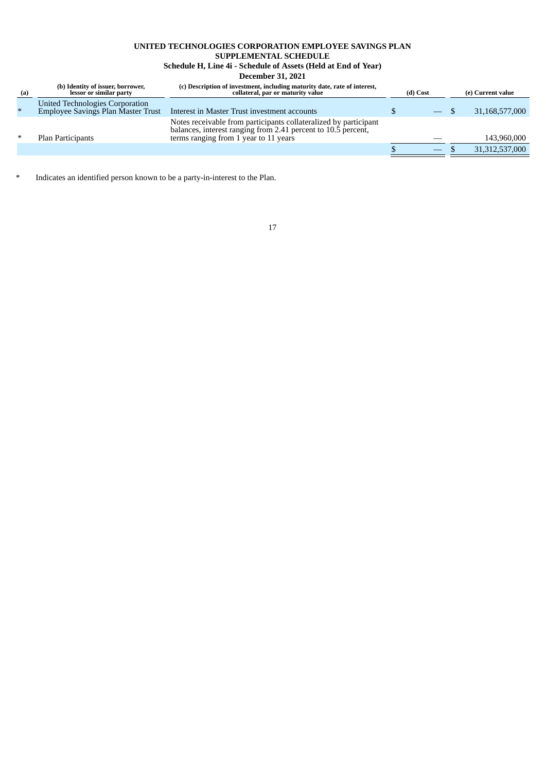# UNITED TECHNOLOGIES CORPORATION EMPLOYEE SAVINGS PLAN

## SUPPLEMENTAL SCHEDULE

### Schedule H, Line 4i - Schedule of Assets (Held at End of Year)

### December 31, 2021

| (a) | (b) Identity of issuer, borrower, lessor or similar party | (c) Description of investment, including maturity date, rate of interest, collateral, par or maturity value | (d) Cost | (e) Current value |
|---|---|---|---|---|
| * | United Technologies Corporation Employee Savings Plan Master Trust | Interest in Master Trust investment accounts | $ — | $ 31,168,577,000 |
| * | Plan Participants | Notes receivable from participants collateralized by participant balances, interest ranging from 2.41 percent to 10.5 percent, terms ranging from 1 year to 11 years | — | 143,960,000 |
| | | | $ — | $ 31,312,537,000 |

\* Indicates an identified person known to be a party-in-interest to the Plan.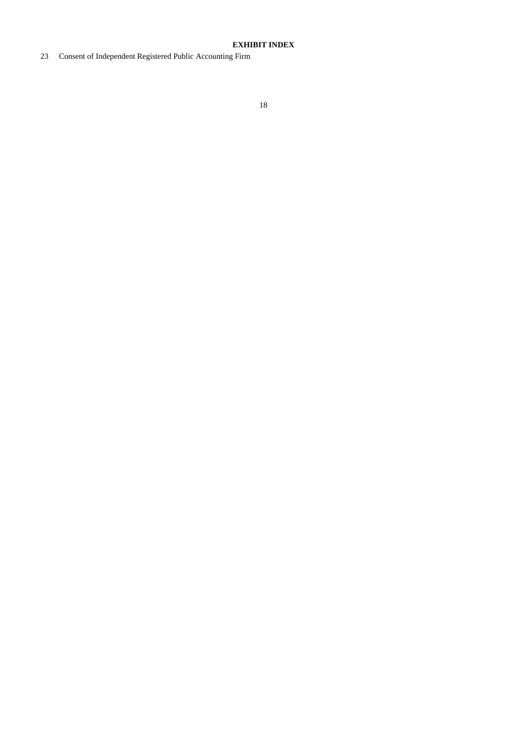**EXHIBIT INDEX**

23 Consent of Independent Registered Public Accounting Firm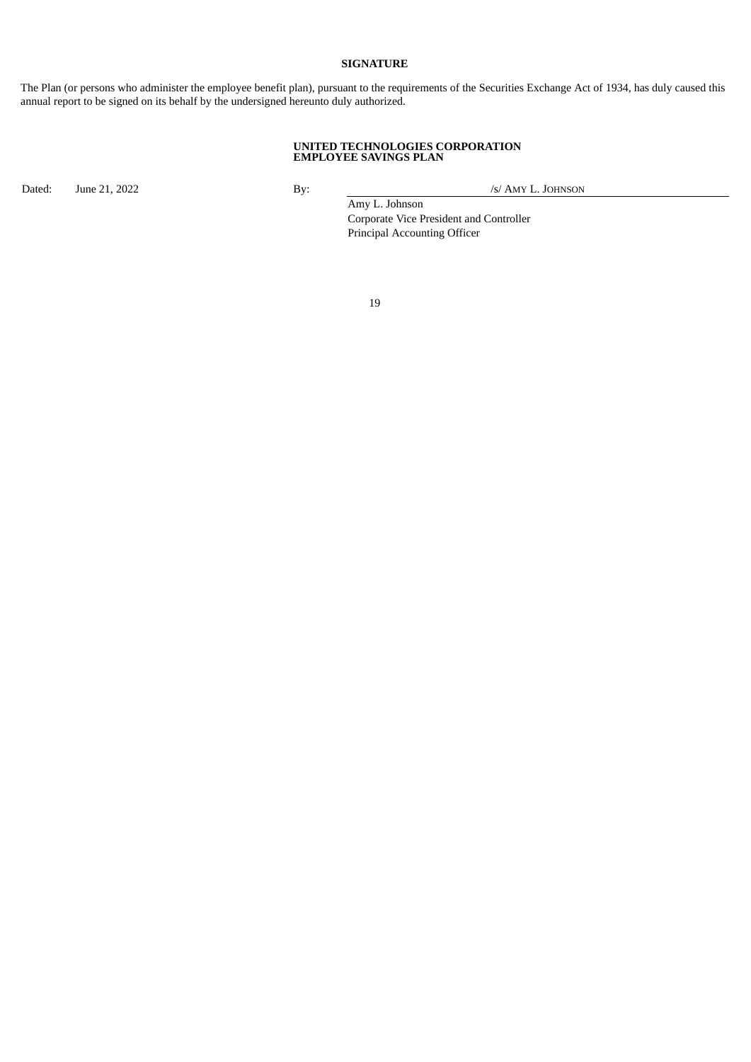## SIGNATURE

The Plan (or persons who administer the employee benefit plan), pursuant to the requirements of the Securities Exchange Act of 1934, has duly caused this annual report to be signed on its behalf by the undersigned hereunto duly authorized.

**UNITED TECHNOLOGIES CORPORATION**
**EMPLOYEE SAVINGS PLAN**

Dated: June 21, 2022

By: /s/ AMY L. JOHNSON

Amy L. Johnson
Corporate Vice President and Controller
Principal Accounting Officer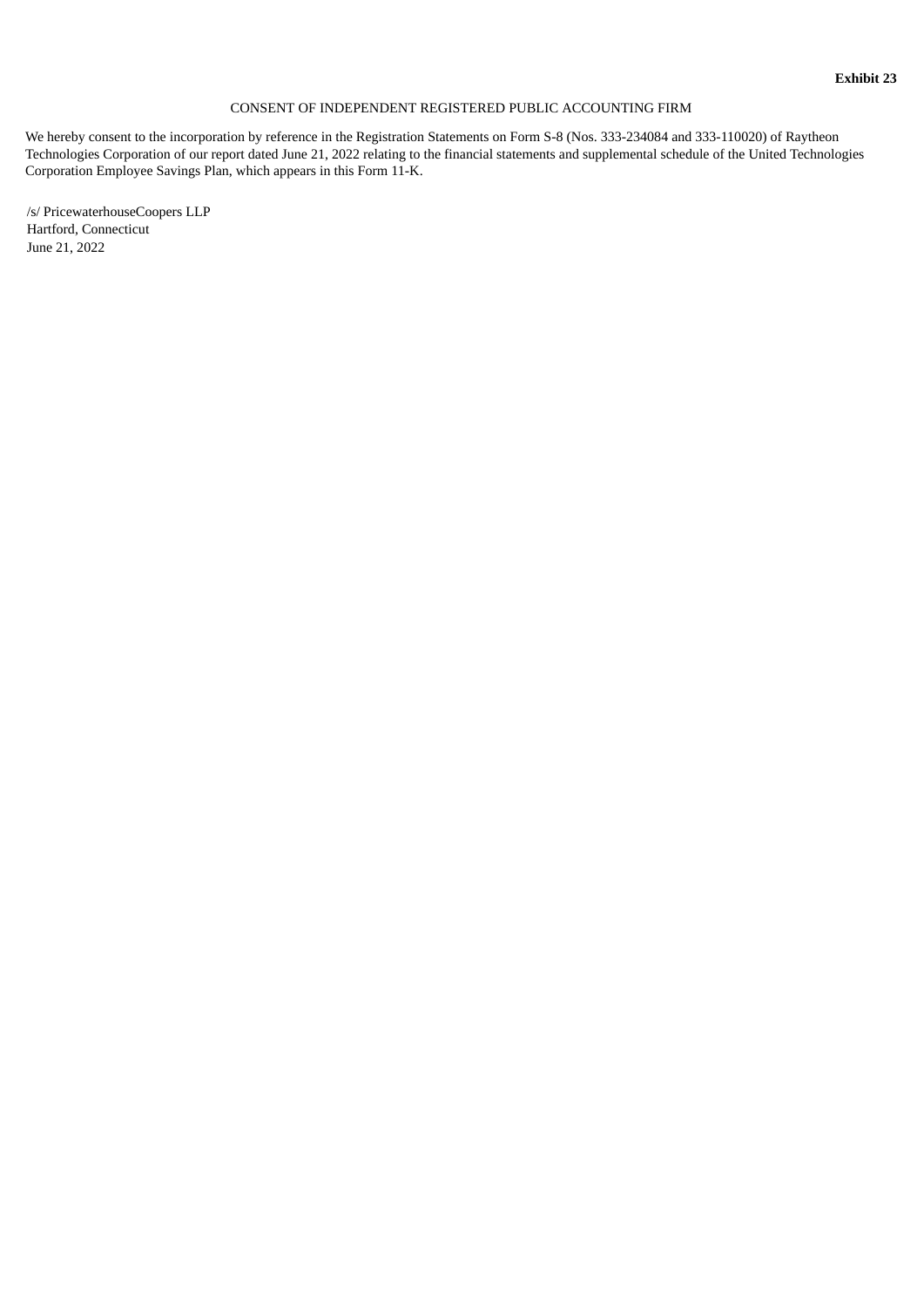**Exhibit 23**

CONSENT OF INDEPENDENT REGISTERED PUBLIC ACCOUNTING FIRM

We hereby consent to the incorporation by reference in the Registration Statements on Form S-8 (Nos. 333-234084 and 333-110020) of Raytheon Technologies Corporation of our report dated June 21, 2022 relating to the financial statements and supplemental schedule of the United Technologies Corporation Employee Savings Plan, which appears in this Form 11-K.

/s/ PricewaterhouseCoopers LLP
Hartford, Connecticut
June 21, 2022